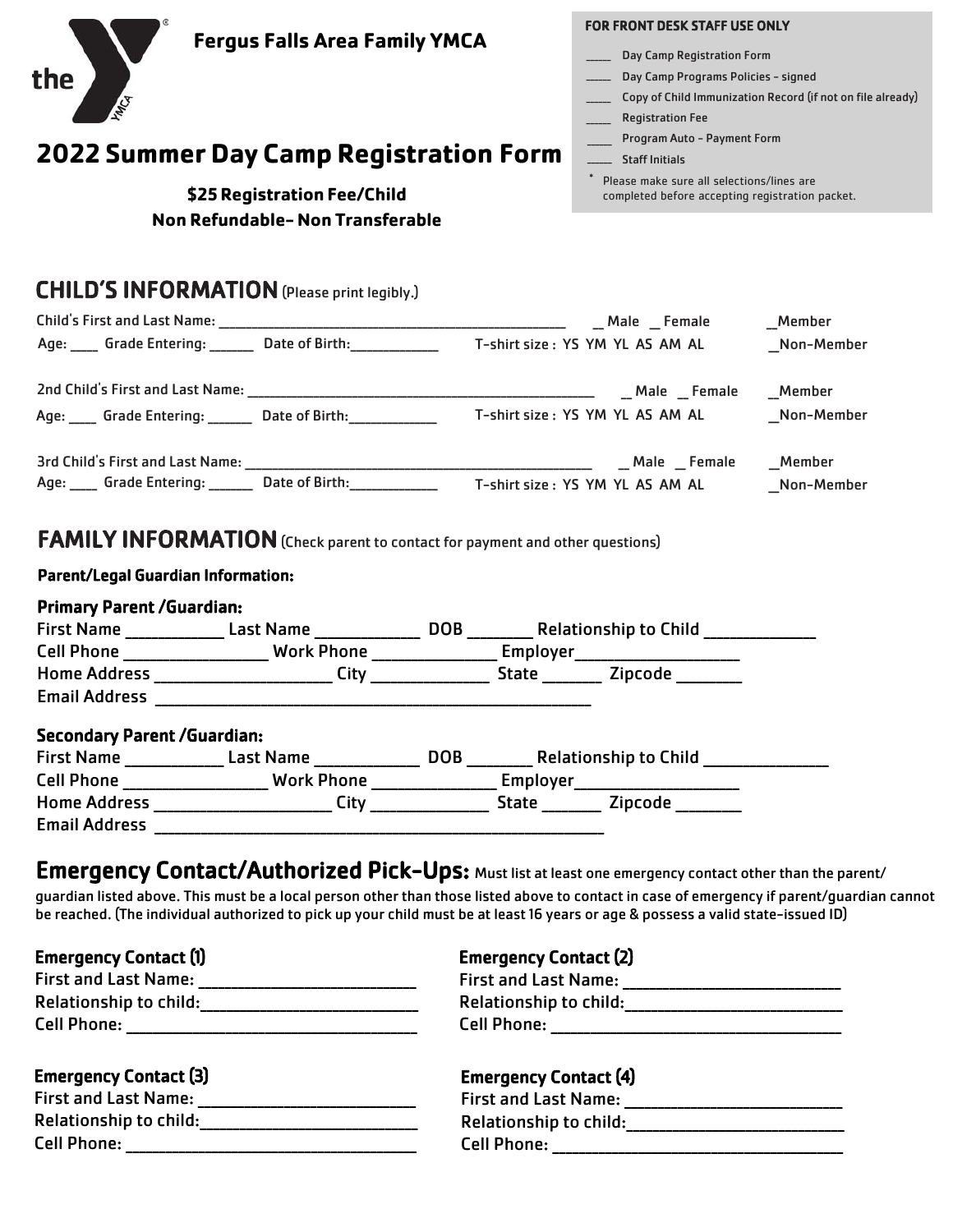**Fergus Falls Area Family YMCA**

# 2022 Summer Day Camp Registration Form

**$25 Registration Fee/Child**
**Non Refundable- Non Transferable**

**FOR FRONT DESK STAFF USE ONLY**

- ____ Day Camp Registration Form
- ____ Day Camp Programs Policies - signed
- ____ Copy of Child Immunization Record (if not on file already)
- ____ Registration Fee
- ____ Program Auto - Payment Form
- ____ Staff Initials

\* Please make sure all selections/lines are completed before accepting registration packet.

## CHILD'S INFORMATION (Please print legibly.)

Child's First and Last Name: ______________________________ _ Male _ Female _Member
Age: ____ Grade Entering: ______ Date of Birth:___________ T-shirt size : YS YM YL AS AM AL _Non-Member

2nd Child's First and Last Name: ______________________________ _ Male _ Female _Member
Age: ____ Grade Entering: ______ Date of Birth:___________ T-shirt size : YS YM YL AS AM AL _Non-Member

3rd Child's First and Last Name: ______________________________ _ Male _ Female _Member
Age: ____ Grade Entering: ______ Date of Birth:___________ T-shirt size : YS YM YL AS AM AL _Non-Member

## FAMILY INFORMATION (Check parent to contact for payment and other questions)

**Parent/Legal Guardian Information:**

### Primary Parent /Guardian:

First Name ___________ Last Name ___________ DOB _______ Relationship to Child ____________
Cell Phone ________________ Work Phone ______________ Employer___________________
Home Address ____________________ City _____________ State _______ Zipcode _______
Email Address ____________________________________________________

### Secondary Parent /Guardian:

First Name ___________ Last Name ___________ DOB _______ Relationship to Child ______________
Cell Phone ________________ Work Phone ______________ Employer___________________
Home Address ____________________ City _____________ State _______ Zipcode _______
Email Address ____________________________________________________

## Emergency Contact/Authorized Pick-Ups:

Must list at least one emergency contact other than the parent/ guardian listed above. This must be a local person other than those listed above to contact in case of emergency if parent/guardian cannot be reached. (The individual authorized to pick up your child must be at least 16 years or age & possess a valid state-issued ID)

### Emergency Contact (1)

First and Last Name: _________________________
Relationship to child:_________________________
Cell Phone: _________________________________

### Emergency Contact (2)

First and Last Name: _________________________
Relationship to child:_________________________
Cell Phone: _________________________________

### Emergency Contact (3)

First and Last Name: _________________________
Relationship to child:_________________________
Cell Phone: _________________________________

### Emergency Contact (4)

First and Last Name: _________________________
Relationship to child:_________________________
Cell Phone: _________________________________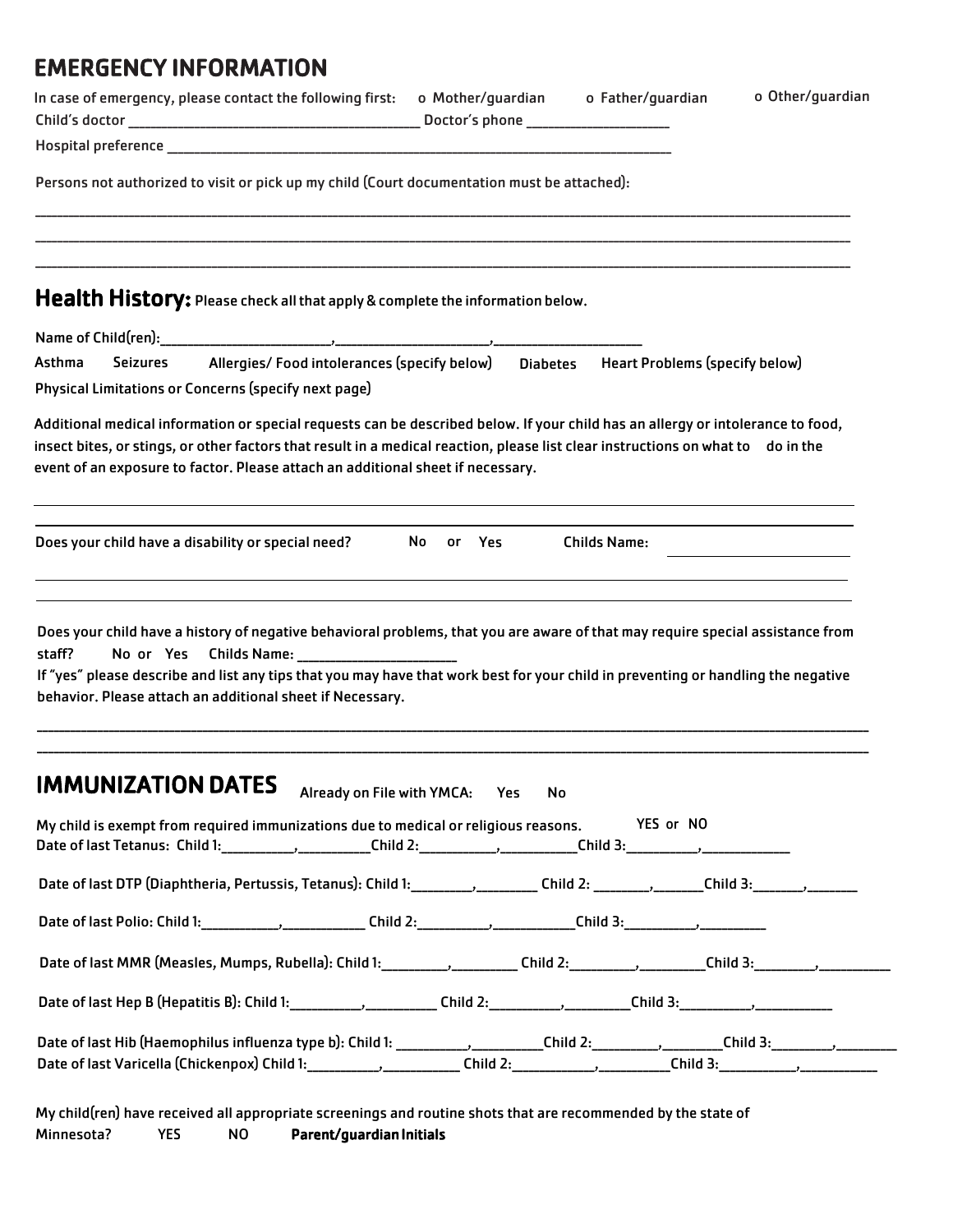## EMERGENCY INFORMATION

In case of emergency, please contact the following first: o Mother/guardian o Father/guardian o Other/guardian

Child's doctor ________________________________________ Doctor's phone ____________________

Hospital preference ________________________________________________________________________

Persons not authorized to visit or pick up my child (Court documentation must be attached):

______________________________________________________________________________________________________

______________________________________________________________________________________________________

______________________________________________________________________________________________________

## Health History: Please check all that apply & complete the information below.

Name of Child(ren):________________________,______________________,_____________________

Asthma Seizures Allergies/ Food intolerances (specify below) Diabetes Heart Problems (specify below)

Physical Limitations or Concerns (specify next page)

Additional medical information or special requests can be described below. If your child has an allergy or intolerance to food, insect bites, or stings, or other factors that result in a medical reaction, please list clear instructions on what to do in the event of an exposure to factor. Please attach an additional sheet if necessary.

______________________________________________________________________________________________________

______________________________________________________________________________________________________

Does your child have a disability or special need? No or Yes Childs Name: ____________________

______________________________________________________________________________________________________

______________________________________________________________________________________________________

Does your child have a history of negative behavioral problems, that you are aware of that may require special assistance from staff? No or Yes Childs Name: ______________________

If "yes" please describe and list any tips that you may have that work best for your child in preventing or handling the negative behavior. Please attach an additional sheet if Necessary.

______________________________________________________________________________________________________

______________________________________________________________________________________________________

## IMMUNIZATION DATES

Already on File with YMCA: Yes No

My child is exempt from required immunizations due to medical or religious reasons. YES or NO

Date of last Tetanus: Child 1:__________,__________Child 2:___________,___________Child 3:__________,____________

Date of last DTP (Diaphtheria, Pertussis, Tetanus): Child 1:________,________ Child 2: ________,_______Child 3:_______,_______

Date of last Polio: Child 1:___________,____________ Child 2:__________,____________Child 3:__________,_________

Date of last MMR (Measles, Mumps, Rubella): Child 1:_________,_________ Child 2:_________,_________Child 3:________,_________

Date of last Hep B (Hepatitis B): Child 1:__________,__________ Child 2:__________,_________Child 3:__________,___________

Date of last Hib (Haemophilus influenza type b): Child 1: __________,__________Child 2:_________,________Child 3:________,________

Date of last Varicella (Chickenpox) Child 1:__________,___________ Child 2:___________,__________Child 3:___________,___________

My child(ren) have received all appropriate screenings and routine shots that are recommended by the state of Minnesota? YES NO **Parent/guardian Initials**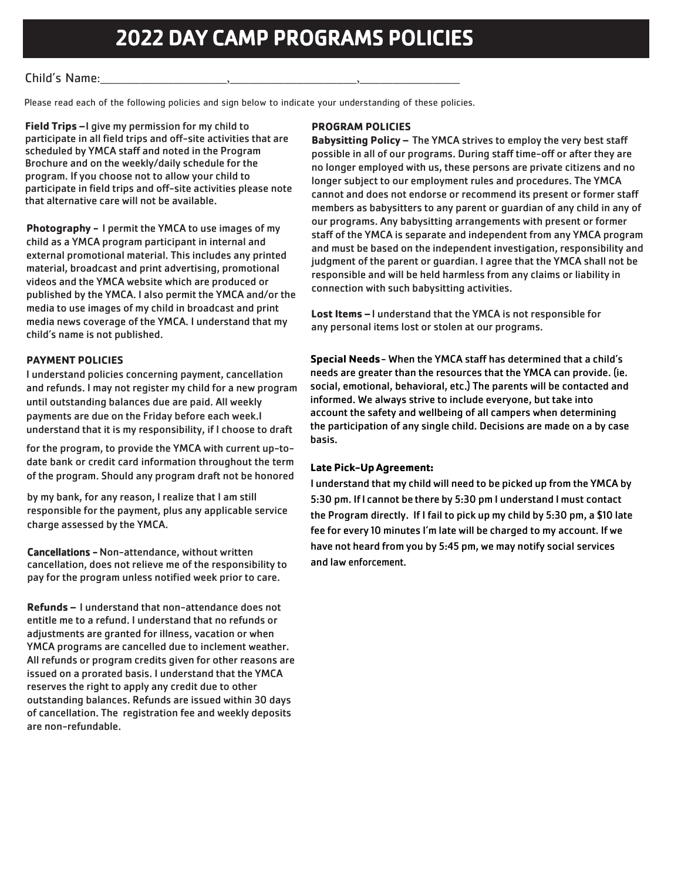# 2022 DAY CAMP PROGRAMS POLICIES

Child's Name:______________________,______________________,__________________

Please read each of the following policies and sign below to indicate your understanding of these policies.

**Field Trips –** I give my permission for my child to participate in all field trips and off-site activities that are scheduled by YMCA staff and noted in the Program Brochure and on the weekly/daily schedule for the program. If you choose not to allow your child to participate in field trips and off-site activities please note that alternative care will not be available.

**Photography –** I permit the YMCA to use images of my child as a YMCA program participant in internal and external promotional material. This includes any printed material, broadcast and print advertising, promotional videos and the YMCA website which are produced or published by the YMCA. I also permit the YMCA and/or the media to use images of my child in broadcast and print media news coverage of the YMCA. I understand that my child's name is not published.

**PAYMENT POLICIES**

I understand policies concerning payment, cancellation and refunds. I may not register my child for a new program until outstanding balances due are paid. All weekly payments are due on the Friday before each week.I understand that it is my responsibility, if I choose to draft for the program, to provide the YMCA with current up-to-date bank or credit card information throughout the term of the program. Should any program draft not be honored by my bank, for any reason, I realize that I am still responsible for the payment, plus any applicable service charge assessed by the YMCA.

**Cancellations –** Non-attendance, without written cancellation, does not relieve me of the responsibility to pay for the program unless notified week prior to care.

**Refunds –** I understand that non-attendance does not entitle me to a refund. I understand that no refunds or adjustments are granted for illness, vacation or when YMCA programs are cancelled due to inclement weather. All refunds or program credits given for other reasons are issued on a prorated basis. I understand that the YMCA reserves the right to apply any credit due to other outstanding balances. Refunds are issued within 30 days of cancellation. The registration fee and weekly deposits are non-refundable.

**PROGRAM POLICIES**

**Babysitting Policy –** The YMCA strives to employ the very best staff possible in all of our programs. During staff time-off or after they are no longer employed with us, these persons are private citizens and no longer subject to our employment rules and procedures. The YMCA cannot and does not endorse or recommend its present or former staff members as babysitters to any parent or guardian of any child in any of our programs. Any babysitting arrangements with present or former staff of the YMCA is separate and independent from any YMCA program and must be based on the independent investigation, responsibility and judgment of the parent or guardian. I agree that the YMCA shall not be responsible and will be held harmless from any claims or liability in connection with such babysitting activities.

**Lost Items –** I understand that the YMCA is not responsible for any personal items lost or stolen at our programs.

**Special Needs** - When the YMCA staff has determined that a child's needs are greater than the resources that the YMCA can provide. (ie. social, emotional, behavioral, etc.) The parents will be contacted and informed. We always strive to include everyone, but take into account the safety and wellbeing of all campers when determining the participation of any single child. Decisions are made on a by case basis.

**Late Pick-Up Agreement:**

I understand that my child will need to be picked up from the YMCA by 5:30 pm. If I cannot be there by 5:30 pm I understand I must contact the Program directly. If I fail to pick up my child by 5:30 pm, a $10 late fee for every 10 minutes I'm late will be charged to my account. If we have not heard from you by 5:45 pm, we may notify social services and law enforcement.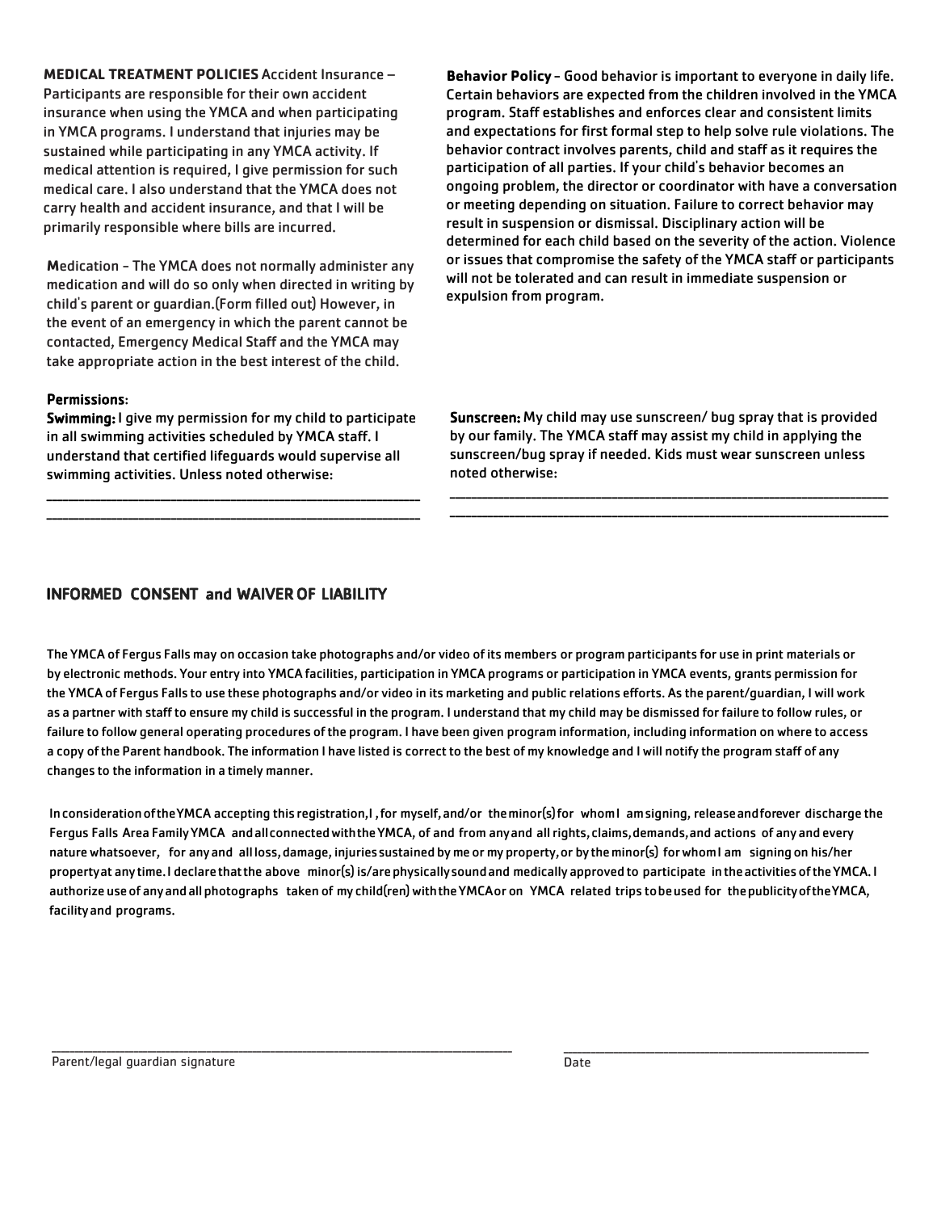**MEDICAL TREATMENT POLICIES** Accident Insurance – Participants are responsible for their own accident insurance when using the YMCA and when participating in YMCA programs. I understand that injuries may be sustained while participating in any YMCA activity. If medical attention is required, I give permission for such medical care. I also understand that the YMCA does not carry health and accident insurance, and that I will be primarily responsible where bills are incurred.

Medication - The YMCA does not normally administer any medication and will do so only when directed in writing by child's parent or guardian.(Form filled out) However, in the event of an emergency in which the parent cannot be contacted, Emergency Medical Staff and the YMCA may take appropriate action in the best interest of the child.

**Behavior Policy** - Good behavior is important to everyone in daily life. Certain behaviors are expected from the children involved in the YMCA program. Staff establishes and enforces clear and consistent limits and expectations for first formal step to help solve rule violations. The behavior contract involves parents, child and staff as it requires the participation of all parties. If your child's behavior becomes an ongoing problem, the director or coordinator with have a conversation or meeting depending on situation. Failure to correct behavior may result in suspension or dismissal. Disciplinary action will be determined for each child based on the severity of the action. Violence or issues that compromise the safety of the YMCA staff or participants will not be tolerated and can result in immediate suspension or expulsion from program.

**Permissions:**

**Swimming:** I give my permission for my child to participate in all swimming activities scheduled by YMCA staff. I understand that certified lifeguards would supervise all swimming activities. Unless noted otherwise:

_______________________________________________

_______________________________________________

**Sunscreen:** My child may use sunscreen/ bug spray that is provided by our family. The YMCA staff may assist my child in applying the sunscreen/bug spray if needed. Kids must wear sunscreen unless noted otherwise:

_______________________________________________

_______________________________________________

## INFORMED CONSENT and WAIVER OF LIABILITY

The YMCA of Fergus Falls may on occasion take photographs and/or video of its members or program participants for use in print materials or by electronic methods. Your entry into YMCA facilities, participation in YMCA programs or participation in YMCA events, grants permission for the YMCA of Fergus Falls to use these photographs and/or video in its marketing and public relations efforts. As the parent/guardian, I will work as a partner with staff to ensure my child is successful in the program. I understand that my child may be dismissed for failure to follow rules, or failure to follow general operating procedures of the program. I have been given program information, including information on where to access a copy of the Parent handbook. The information I have listed is correct to the best of my knowledge and I will notify the program staff of any changes to the information in a timely manner.

In consideration of the YMCA accepting this registration, I , for myself, and/or the minor(s) for whom I am signing, release and forever discharge the Fergus Falls Area Family YMCA and all connected with the YMCA, of and from any and all rights, claims, demands, and actions of any and every nature whatsoever, for any and all loss, damage, injuries sustained by me or my property, or by the minor(s) for whom I am signing on his/her property at any time. I declare that the above minor(s) is/are physically sound and medically approved to participate in the activities of the YMCA. I authorize use of any and all photographs taken of my child(ren) with the YMCA or on YMCA related trips to be used for the publicity of the YMCA, facility and programs.

_______________________________________________
Parent/legal guardian signature

_______________________________
Date